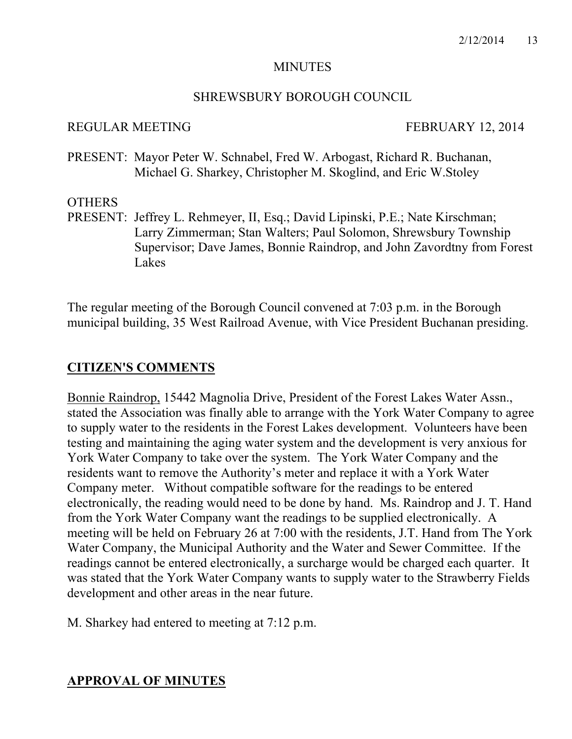MINUTES

SHREWSBURY BOROUGH COUNCIL

REGULAR MEETING FEBRUARY 12, 2014

PRESENT: Mayor Peter W. Schnabel, Fred W. Arbogast, Richard R. Buchanan, Michael G. Sharkey, Christopher M. Skoglind, and Eric W.Stoley

OTHERS PRESENT: Jeffrey L. Rehmeyer, II, Esq.; David Lipinski, P.E.; Nate Kirschman; Larry Zimmerman; Stan Walters; Paul Solomon, Shrewsbury Township Supervisor; Dave James, Bonnie Raindrop, and John Zavordtny from Forest Lakes

The regular meeting of the Borough Council convened at 7:03 p.m. in the Borough municipal building, 35 West Railroad Avenue, with Vice President Buchanan presiding.

## CITIZEN'S COMMENTS

Bonnie Raindrop, 15442 Magnolia Drive, President of the Forest Lakes Water Assn., stated the Association was finally able to arrange with the York Water Company to agree to supply water to the residents in the Forest Lakes development. Volunteers have been testing and maintaining the aging water system and the development is very anxious for York Water Company to take over the system. The York Water Company and the residents want to remove the Authority's meter and replace it with a York Water Company meter. Without compatible software for the readings to be entered electronically, the reading would need to be done by hand. Ms. Raindrop and J. T. Hand from the York Water Company want the readings to be supplied electronically. A meeting will be held on February 26 at 7:00 with the residents, J.T. Hand from The York Water Company, the Municipal Authority and the Water and Sewer Committee. If the readings cannot be entered electronically, a surcharge would be charged each quarter. It was stated that the York Water Company wants to supply water to the Strawberry Fields development and other areas in the near future.

M. Sharkey had entered to meeting at 7:12 p.m.

## APPROVAL OF MINUTES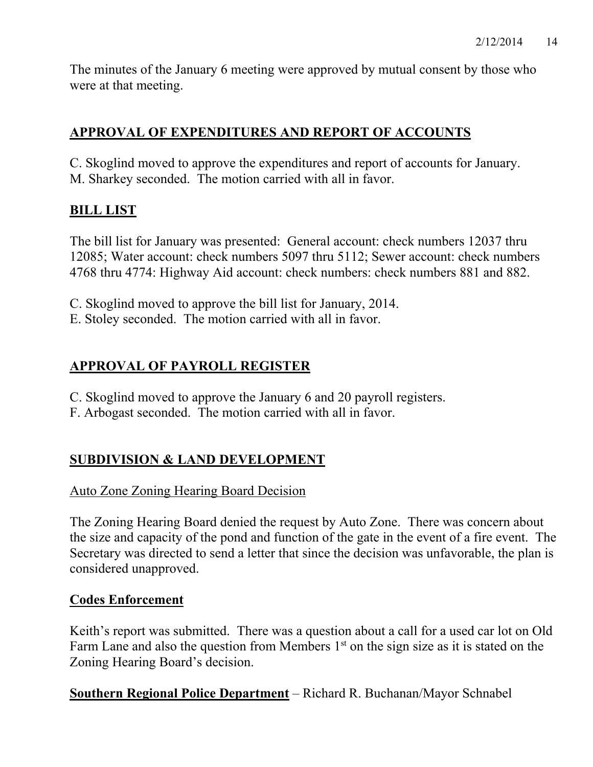The minutes of the January 6 meeting were approved by mutual consent by those who were at that meeting.

## APPROVAL OF EXPENDITURES AND REPORT OF ACCOUNTS

C. Skoglind moved to approve the expenditures and report of accounts for January.
M. Sharkey seconded. The motion carried with all in favor.

## BILL LIST

The bill list for January was presented: General account: check numbers 12037 thru 12085; Water account: check numbers 5097 thru 5112; Sewer account: check numbers 4768 thru 4774: Highway Aid account: check numbers: check numbers 881 and 882.

C. Skoglind moved to approve the bill list for January, 2014.
E. Stoley seconded. The motion carried with all in favor.

## APPROVAL OF PAYROLL REGISTER

C. Skoglind moved to approve the January 6 and 20 payroll registers.
F. Arbogast seconded. The motion carried with all in favor.

## SUBDIVISION & LAND DEVELOPMENT

### Auto Zone Zoning Hearing Board Decision

The Zoning Hearing Board denied the request by Auto Zone. There was concern about the size and capacity of the pond and function of the gate in the event of a fire event. The Secretary was directed to send a letter that since the decision was unfavorable, the plan is considered unapproved.

### Codes Enforcement

Keith's report was submitted. There was a question about a call for a used car lot on Old Farm Lane and also the question from Members 1st on the sign size as it is stated on the Zoning Hearing Board's decision.

**Southern Regional Police Department** – Richard R. Buchanan/Mayor Schnabel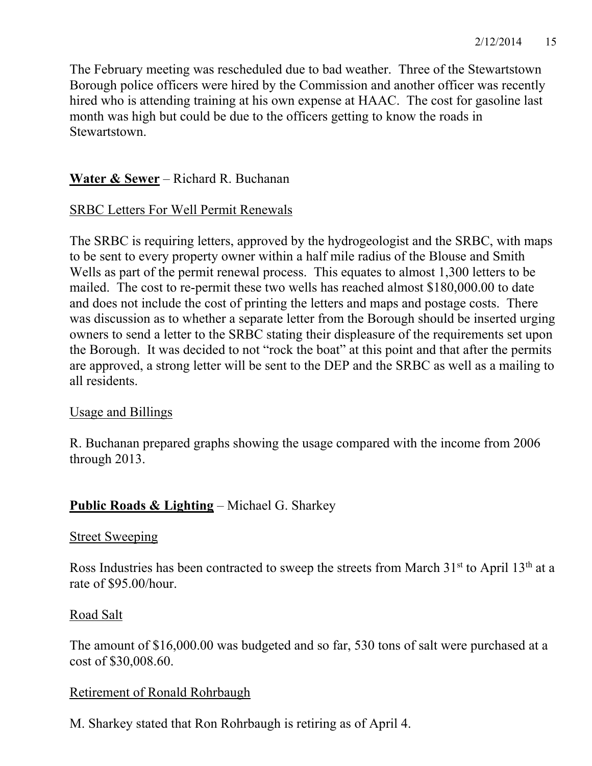The February meeting was rescheduled due to bad weather. Three of the Stewartstown Borough police officers were hired by the Commission and another officer was recently hired who is attending training at his own expense at HAAC. The cost for gasoline last month was high but could be due to the officers getting to know the roads in Stewartstown.

**Water & Sewer** – Richard R. Buchanan

SRBC Letters For Well Permit Renewals

The SRBC is requiring letters, approved by the hydrogeologist and the SRBC, with maps to be sent to every property owner within a half mile radius of the Blouse and Smith Wells as part of the permit renewal process. This equates to almost 1,300 letters to be mailed. The cost to re-permit these two wells has reached almost $180,000.00 to date and does not include the cost of printing the letters and maps and postage costs. There was discussion as to whether a separate letter from the Borough should be inserted urging owners to send a letter to the SRBC stating their displeasure of the requirements set upon the Borough. It was decided to not "rock the boat" at this point and that after the permits are approved, a strong letter will be sent to the DEP and the SRBC as well as a mailing to all residents.

Usage and Billings

R. Buchanan prepared graphs showing the usage compared with the income from 2006 through 2013.

**Public Roads & Lighting** – Michael G. Sharkey

Street Sweeping

Ross Industries has been contracted to sweep the streets from March 31st to April 13th at a rate of $95.00/hour.

Road Salt

The amount of $16,000.00 was budgeted and so far, 530 tons of salt were purchased at a cost of $30,008.60.

Retirement of Ronald Rohrbaugh

M. Sharkey stated that Ron Rohrbaugh is retiring as of April 4.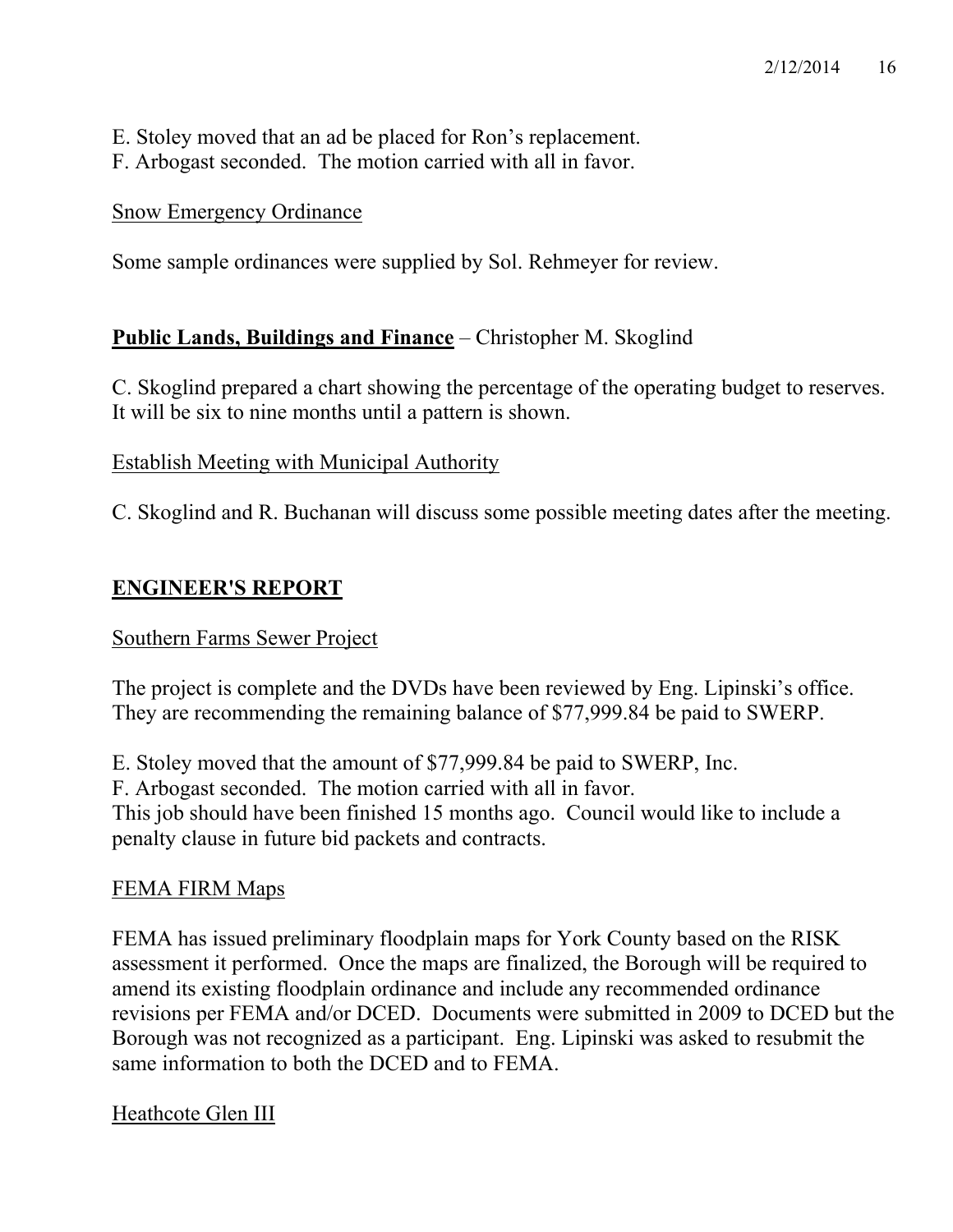E. Stoley moved that an ad be placed for Ron's replacement.
F. Arbogast seconded. The motion carried with all in favor.

Snow Emergency Ordinance

Some sample ordinances were supplied by Sol. Rehmeyer for review.

**Public Lands, Buildings and Finance** – Christopher M. Skoglind

C. Skoglind prepared a chart showing the percentage of the operating budget to reserves. It will be six to nine months until a pattern is shown.

Establish Meeting with Municipal Authority

C. Skoglind and R. Buchanan will discuss some possible meeting dates after the meeting.

## ENGINEER'S REPORT

Southern Farms Sewer Project

The project is complete and the DVDs have been reviewed by Eng. Lipinski's office. They are recommending the remaining balance of $77,999.84 be paid to SWERP.

E. Stoley moved that the amount of $77,999.84 be paid to SWERP, Inc.
F. Arbogast seconded. The motion carried with all in favor.
This job should have been finished 15 months ago. Council would like to include a penalty clause in future bid packets and contracts.

FEMA FIRM Maps

FEMA has issued preliminary floodplain maps for York County based on the RISK assessment it performed. Once the maps are finalized, the Borough will be required to amend its existing floodplain ordinance and include any recommended ordinance revisions per FEMA and/or DCED. Documents were submitted in 2009 to DCED but the Borough was not recognized as a participant. Eng. Lipinski was asked to resubmit the same information to both the DCED and to FEMA.

Heathcote Glen III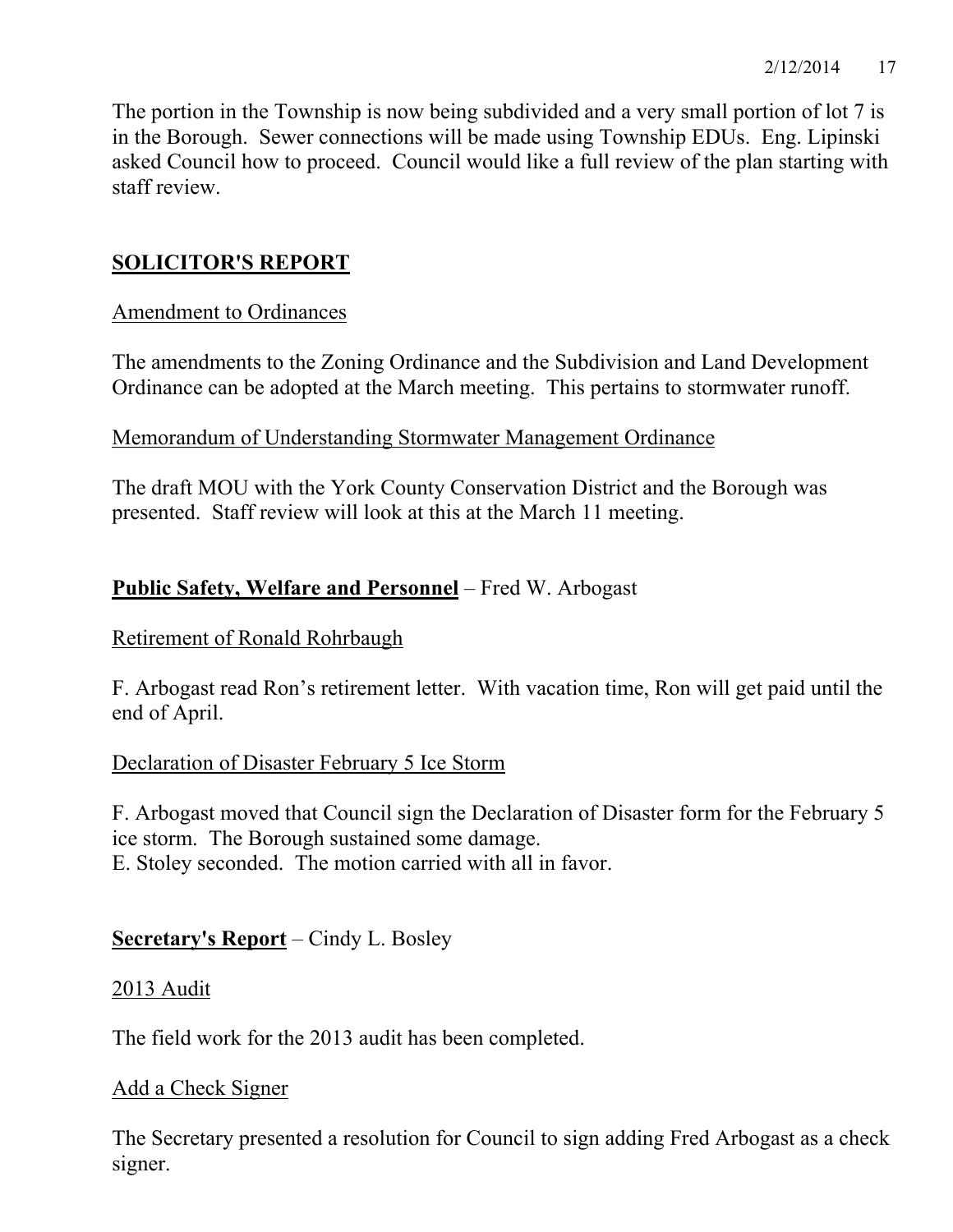The portion in the Township is now being subdivided and a very small portion of lot 7 is in the Borough. Sewer connections will be made using Township EDUs. Eng. Lipinski asked Council how to proceed. Council would like a full review of the plan starting with staff review.

## SOLICITOR'S REPORT

Amendment to Ordinances

The amendments to the Zoning Ordinance and the Subdivision and Land Development Ordinance can be adopted at the March meeting. This pertains to stormwater runoff.

Memorandum of Understanding Stormwater Management Ordinance

The draft MOU with the York County Conservation District and the Borough was presented. Staff review will look at this at the March 11 meeting.

## Public Safety, Welfare and Personnel – Fred W. Arbogast

Retirement of Ronald Rohrbaugh

F. Arbogast read Ron's retirement letter. With vacation time, Ron will get paid until the end of April.

Declaration of Disaster February 5 Ice Storm

F. Arbogast moved that Council sign the Declaration of Disaster form for the February 5 ice storm. The Borough sustained some damage.
E. Stoley seconded. The motion carried with all in favor.

## Secretary's Report – Cindy L. Bosley

2013 Audit

The field work for the 2013 audit has been completed.

Add a Check Signer

The Secretary presented a resolution for Council to sign adding Fred Arbogast as a check signer.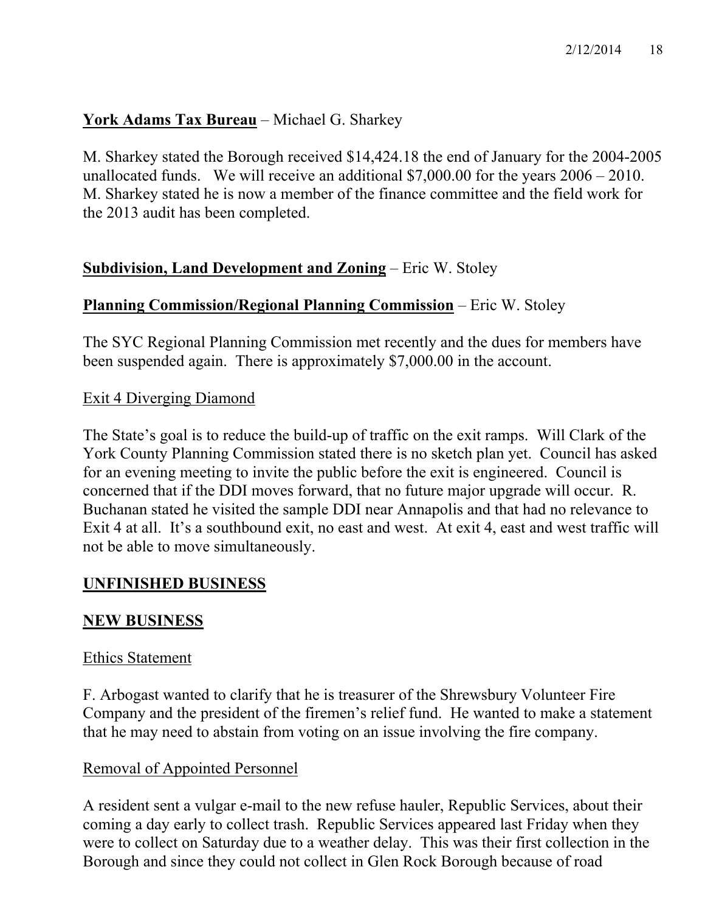**York Adams Tax Bureau** – Michael G. Sharkey

M. Sharkey stated the Borough received $14,424.18 the end of January for the 2004-2005 unallocated funds. We will receive an additional $7,000.00 for the years 2006 – 2010. M. Sharkey stated he is now a member of the finance committee and the field work for the 2013 audit has been completed.

**Subdivision, Land Development and Zoning** – Eric W. Stoley

**Planning Commission/Regional Planning Commission** – Eric W. Stoley

The SYC Regional Planning Commission met recently and the dues for members have been suspended again. There is approximately $7,000.00 in the account.

Exit 4 Diverging Diamond

The State's goal is to reduce the build-up of traffic on the exit ramps. Will Clark of the York County Planning Commission stated there is no sketch plan yet. Council has asked for an evening meeting to invite the public before the exit is engineered. Council is concerned that if the DDI moves forward, that no future major upgrade will occur. R. Buchanan stated he visited the sample DDI near Annapolis and that had no relevance to Exit 4 at all. It's a southbound exit, no east and west. At exit 4, east and west traffic will not be able to move simultaneously.

**UNFINISHED BUSINESS**

**NEW BUSINESS**

Ethics Statement

F. Arbogast wanted to clarify that he is treasurer of the Shrewsbury Volunteer Fire Company and the president of the firemen's relief fund. He wanted to make a statement that he may need to abstain from voting on an issue involving the fire company.

Removal of Appointed Personnel

A resident sent a vulgar e-mail to the new refuse hauler, Republic Services, about their coming a day early to collect trash. Republic Services appeared last Friday when they were to collect on Saturday due to a weather delay. This was their first collection in the Borough and since they could not collect in Glen Rock Borough because of road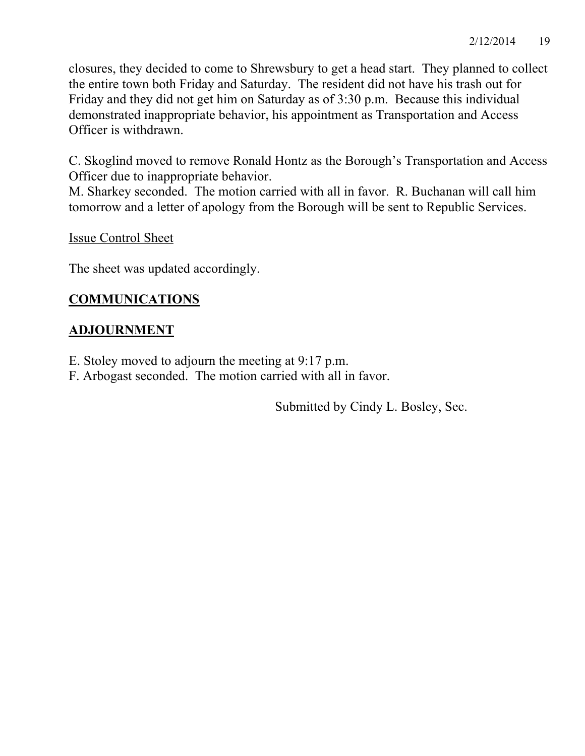closures, they decided to come to Shrewsbury to get a head start. They planned to collect the entire town both Friday and Saturday. The resident did not have his trash out for Friday and they did not get him on Saturday as of 3:30 p.m. Because this individual demonstrated inappropriate behavior, his appointment as Transportation and Access Officer is withdrawn.

C. Skoglind moved to remove Ronald Hontz as the Borough's Transportation and Access Officer due to inappropriate behavior.
M. Sharkey seconded. The motion carried with all in favor. R. Buchanan will call him tomorrow and a letter of apology from the Borough will be sent to Republic Services.

Issue Control Sheet

The sheet was updated accordingly.

## COMMUNICATIONS

## ADJOURNMENT

E. Stoley moved to adjourn the meeting at 9:17 p.m.
F. Arbogast seconded. The motion carried with all in favor.

Submitted by Cindy L. Bosley, Sec.